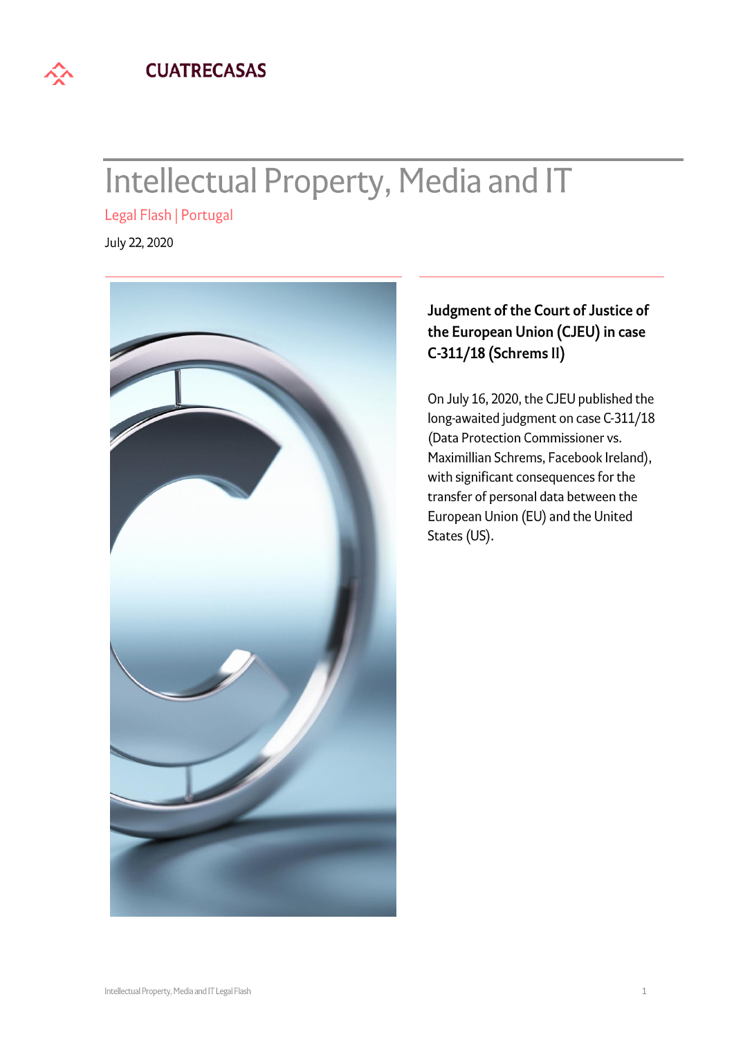CUATRECASAS

# Intellectual Property, Media and IT

Legal Flash | Portugal

July 22, 2020

## Judgment of the Court of Justice of the European Union (CJEU) in case C-311/18 (Schrems II)

On July 16, 2020, the CJEU published the long-awaited judgment on case C-311/18 (Data Protection Commissioner vs. Maximillian Schrems, Facebook Ireland), with significant consequences for the transfer of personal data between the European Union (EU) and the United States (US).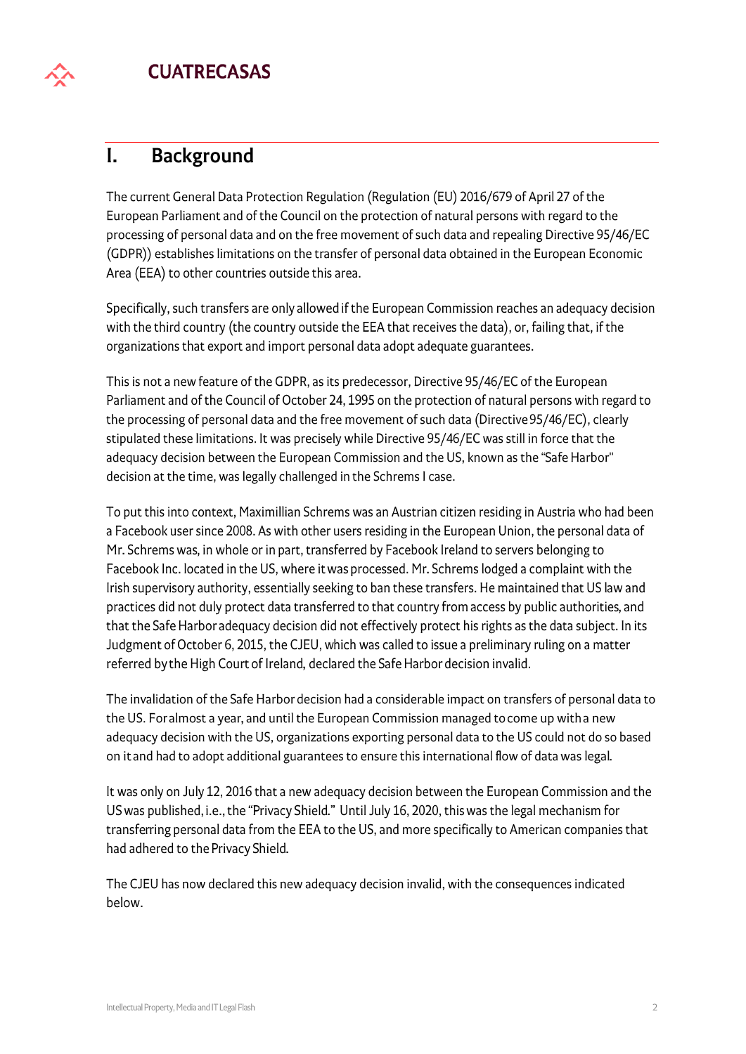## I. Background

The current General Data Protection Regulation (Regulation (EU) 2016/679 of April 27 of the European Parliament and of the Council on the protection of natural persons with regard to the processing of personal data and on the free movement of such data and repealing Directive 95/46/EC (GDPR)) establishes limitations on the transfer of personal data obtained in the European Economic Area (EEA) to other countries outside this area.

Specifically, such transfers are only allowed if the European Commission reaches an adequacy decision with the third country (the country outside the EEA that receives the data), or, failing that, if the organizations that export and import personal data adopt adequate guarantees.

This is not a new feature of the GDPR, as its predecessor, Directive 95/46/EC of the European Parliament and of the Council of October 24, 1995 on the protection of natural persons with regard to the processing of personal data and the free movement of such data (Directive 95/46/EC), clearly stipulated these limitations. It was precisely while Directive 95/46/EC was still in force that the adequacy decision between the European Commission and the US, known as the "Safe Harbor" decision at the time, was legally challenged in the Schrems I case.

To put this into context, Maximillian Schrems was an Austrian citizen residing in Austria who had been a Facebook user since 2008. As with other users residing in the European Union, the personal data of Mr. Schrems was, in whole or in part, transferred by Facebook Ireland to servers belonging to Facebook Inc. located in the US, where it was processed. Mr. Schrems lodged a complaint with the Irish supervisory authority, essentially seeking to ban these transfers. He maintained that US law and practices did not duly protect data transferred to that country from access by public authorities, and that the Safe Harbor adequacy decision did not effectively protect his rights as the data subject. In its Judgment of October 6, 2015, the CJEU, which was called to issue a preliminary ruling on a matter referred by the High Court of Ireland, declared the Safe Harbor decision invalid.

The invalidation of the Safe Harbor decision had a considerable impact on transfers of personal data to the US. For almost a year, and until the European Commission managed to come up with a new adequacy decision with the US, organizations exporting personal data to the US could not do so based on it and had to adopt additional guarantees to ensure this international flow of data was legal.

It was only on July 12, 2016 that a new adequacy decision between the European Commission and the US was published, i.e., the "Privacy Shield." Until July 16, 2020, this was the legal mechanism for transferring personal data from the EEA to the US, and more specifically to American companies that had adhered to the Privacy Shield.

The CJEU has now declared this new adequacy decision invalid, with the consequences indicated below.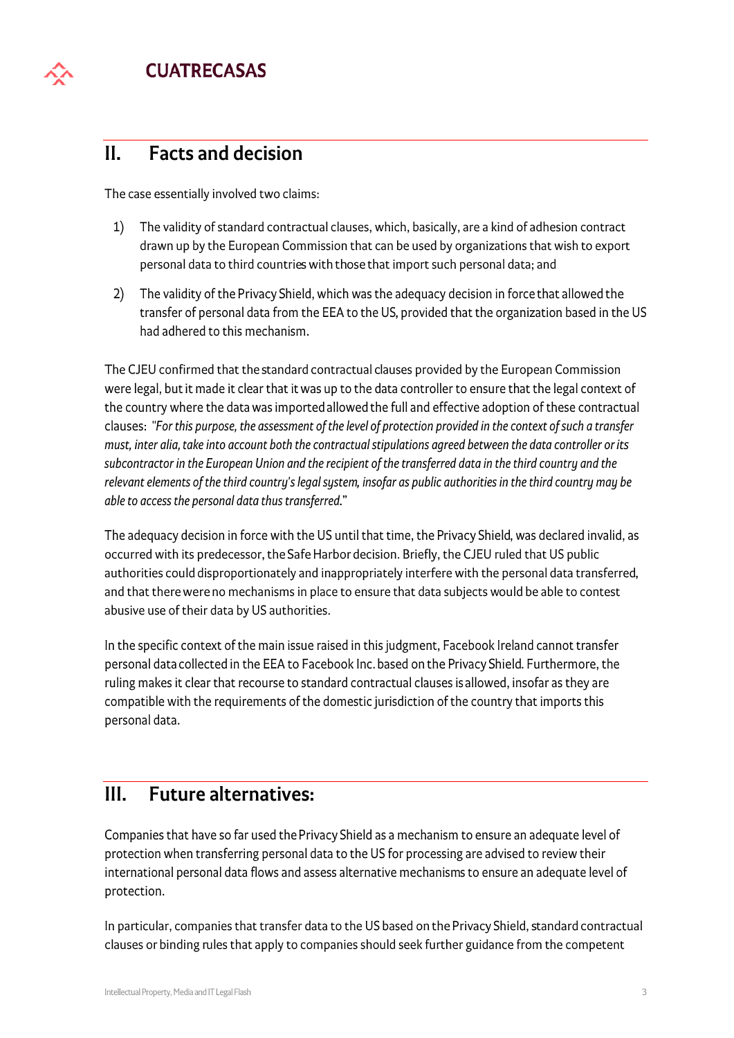## II. Facts and decision

The case essentially involved two claims:

1) The validity of standard contractual clauses, which, basically, are a kind of adhesion contract drawn up by the European Commission that can be used by organizations that wish to export personal data to third countries with those that import such personal data; and

2) The validity of the Privacy Shield, which was the adequacy decision in force that allowed the transfer of personal data from the EEA to the US, provided that the organization based in the US had adhered to this mechanism.

The CJEU confirmed that the standard contractual clauses provided by the European Commission were legal, but it made it clear that it was up to the data controller to ensure that the legal context of the country where the data was imported allowed the full and effective adoption of these contractual clauses: *"For this purpose, the assessment of the level of protection provided in the context of such a transfer must, inter alia, take into account both the contractual stipulations agreed between the data controller or its subcontractor in the European Union and the recipient of the transferred data in the third country and the relevant elements of the third country's legal system, insofar as public authorities in the third country may be able to access the personal data thus transferred*."

The adequacy decision in force with the US until that time, the Privacy Shield, was declared invalid, as occurred with its predecessor, the Safe Harbor decision. Briefly, the CJEU ruled that US public authorities could disproportionately and inappropriately interfere with the personal data transferred, and that there were no mechanisms in place to ensure that data subjects would be able to contest abusive use of their data by US authorities.

In the specific context of the main issue raised in this judgment, Facebook Ireland cannot transfer personal data collected in the EEA to Facebook Inc. based on the Privacy Shield. Furthermore, the ruling makes it clear that recourse to standard contractual clauses is allowed, insofar as they are compatible with the requirements of the domestic jurisdiction of the country that imports this personal data.

## III. Future alternatives:

Companies that have so far used the Privacy Shield as a mechanism to ensure an adequate level of protection when transferring personal data to the US for processing are advised to review their international personal data flows and assess alternative mechanisms to ensure an adequate level of protection.

In particular, companies that transfer data to the US based on the Privacy Shield, standard contractual clauses or binding rules that apply to companies should seek further guidance from the competent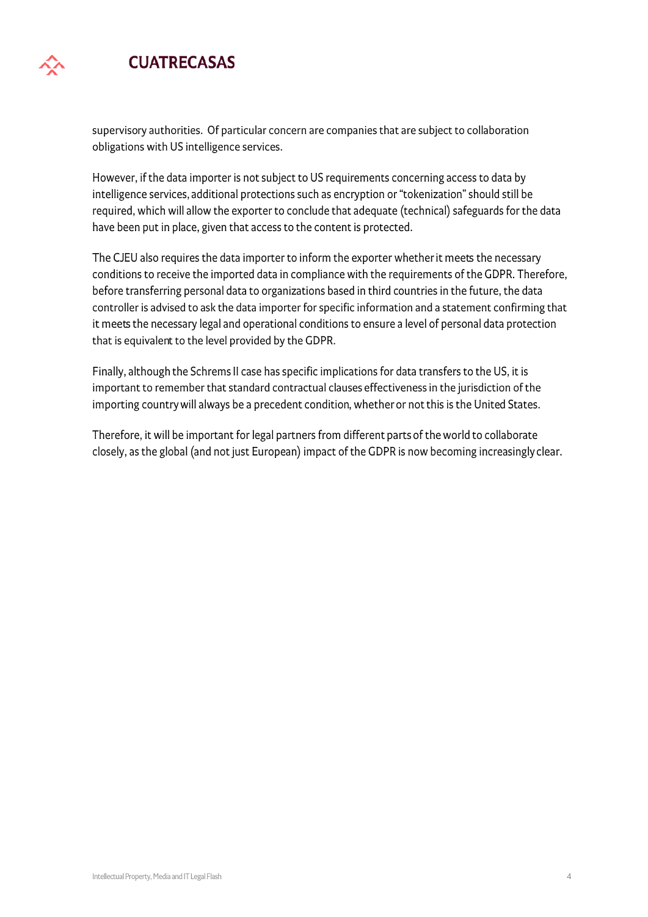supervisory authorities. Of particular concern are companies that are subject to collaboration obligations with US intelligence services.

However, if the data importer is not subject to US requirements concerning access to data by intelligence services, additional protections such as encryption or "tokenization" should still be required, which will allow the exporter to conclude that adequate (technical) safeguards for the data have been put in place, given that access to the content is protected.

The CJEU also requires the data importer to inform the exporter whether it meets the necessary conditions to receive the imported data in compliance with the requirements of the GDPR. Therefore, before transferring personal data to organizations based in third countries in the future, the data controller is advised to ask the data importer for specific information and a statement confirming that it meets the necessary legal and operational conditions to ensure a level of personal data protection that is equivalent to the level provided by the GDPR.

Finally, although the Schrems II case has specific implications for data transfers to the US, it is important to remember that standard contractual clauses effectiveness in the jurisdiction of the importing country will always be a precedent condition, whether or not this is the United States.

Therefore, it will be important for legal partners from different parts of the world to collaborate closely, as the global (and not just European) impact of the GDPR is now becoming increasingly clear.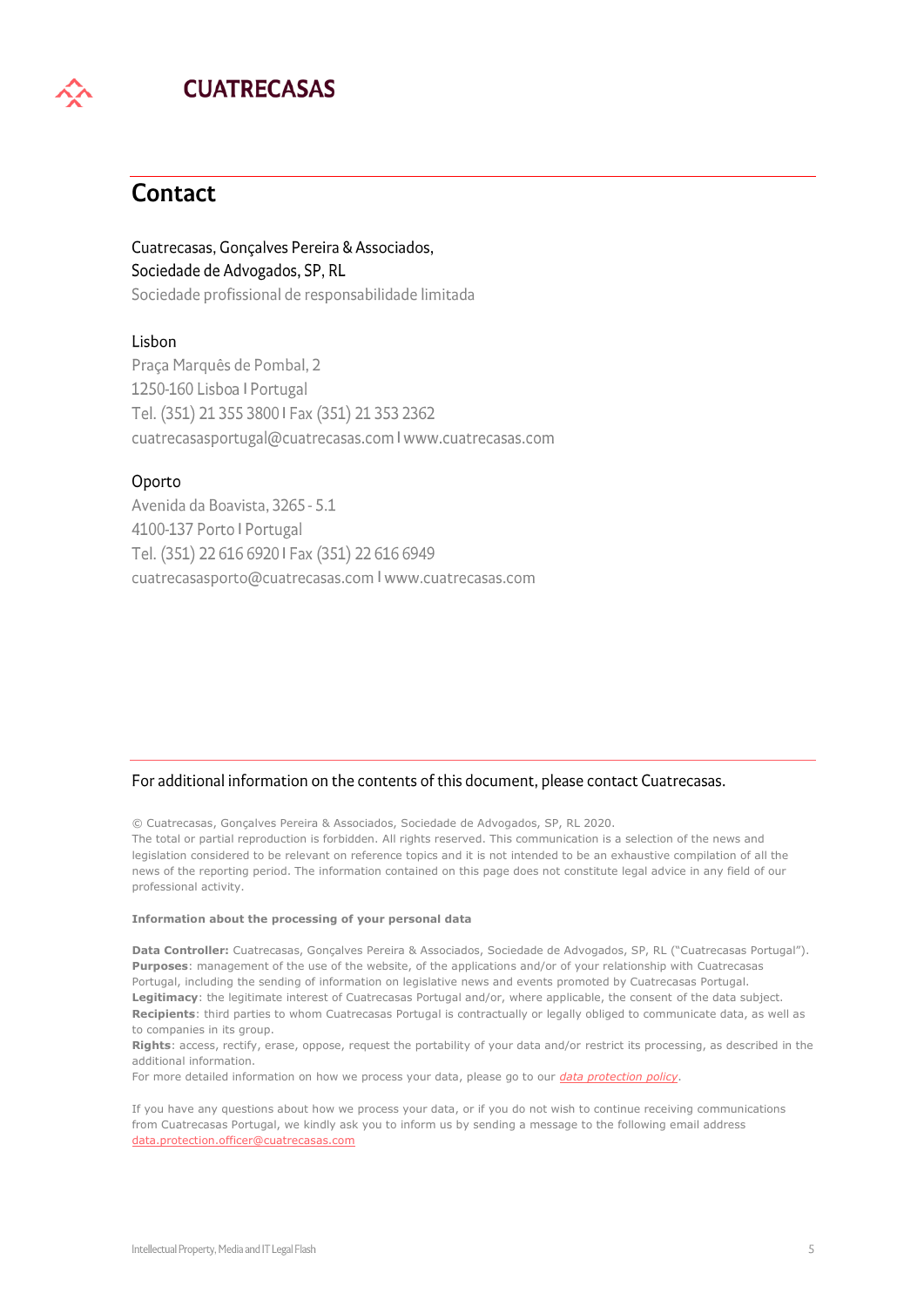# Contact

Cuatrecasas, Gonçalves Pereira & Associados,
Sociedade de Advogados, SP, RL
Sociedade profissional de responsabilidade limitada

**Lisbon**
Praça Marquês de Pombal, 2
1250-160 Lisboa I Portugal
Tel. (351) 21 355 3800 I Fax (351) 21 353 2362
cuatrecasasportugal@cuatrecasas.com I www.cuatrecasas.com

**Oporto**
Avenida da Boavista, 3265 - 5.1
4100-137 Porto I Portugal
Tel. (351) 22 616 6920 I Fax (351) 22 616 6949
cuatrecasasporto@cuatrecasas.com I www.cuatrecasas.com

For additional information on the contents of this document, please contact Cuatrecasas.

© Cuatrecasas, Gonçalves Pereira & Associados, Sociedade de Advogados, SP, RL 2020.
The total or partial reproduction is forbidden. All rights reserved. This communication is a selection of the news and legislation considered to be relevant on reference topics and it is not intended to be an exhaustive compilation of all the news of the reporting period. The information contained on this page does not constitute legal advice in any field of our professional activity.

**Information about the processing of your personal data**

**Data Controller:** Cuatrecasas, Gonçalves Pereira & Associados, Sociedade de Advogados, SP, RL ("Cuatrecasas Portugal").
**Purposes**: management of the use of the website, of the applications and/or of your relationship with Cuatrecasas Portugal, including the sending of information on legislative news and events promoted by Cuatrecasas Portugal.
**Legitimacy**: the legitimate interest of Cuatrecasas Portugal and/or, where applicable, the consent of the data subject.
**Recipients**: third parties to whom Cuatrecasas Portugal is contractually or legally obliged to communicate data, as well as to companies in its group.
**Rights**: access, rectify, erase, oppose, request the portability of your data and/or restrict its processing, as described in the additional information.
For more detailed information on how we process your data, please go to our *data protection policy*.

If you have any questions about how we process your data, or if you do not wish to continue receiving communications from Cuatrecasas Portugal, we kindly ask you to inform us by sending a message to the following email address data.protection.officer@cuatrecasas.com